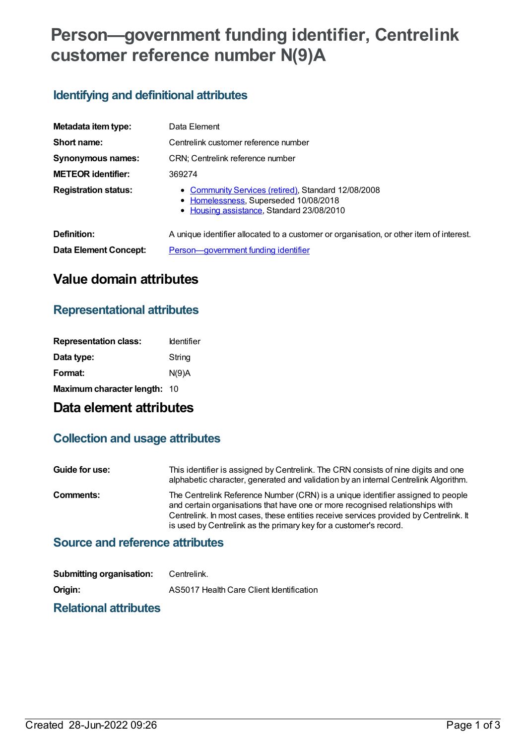# Person—government funding identifier, Centrelink customer reference number N(9)A

## Identifying and definitional attributes

**Metadata item type:** Data Element

**Short name:** Centrelink customer reference number

**Synonymous names:** CRN; Centrelink reference number

**METEOR identifier:** 369274

**Registration status:**

- Community Services (retired), Standard 12/08/2008
- Homelessness, Superseded 10/08/2018
- Housing assistance, Standard 23/08/2010

**Definition:** A unique identifier allocated to a customer or organisation, or other item of interest.

**Data Element Concept:** Person—government funding identifier

# Value domain attributes

## Representational attributes

**Representation class:** Identifier

**Data type:** String

**Format:** N(9)A

**Maximum character length:** 10

# Data element attributes

## Collection and usage attributes

**Guide for use:** This identifier is assigned by Centrelink. The CRN consists of nine digits and one alphabetic character, generated and validation by an internal Centrelink Algorithm.

**Comments:** The Centrelink Reference Number (CRN) is a unique identifier assigned to people and certain organisations that have one or more recognised relationships with Centrelink. In most cases, these entities receive services provided by Centrelink. It is used by Centrelink as the primary key for a customer's record.

## Source and reference attributes

**Submitting organisation:** Centrelink.

**Origin:** AS5017 Health Care Client Identification

## Relational attributes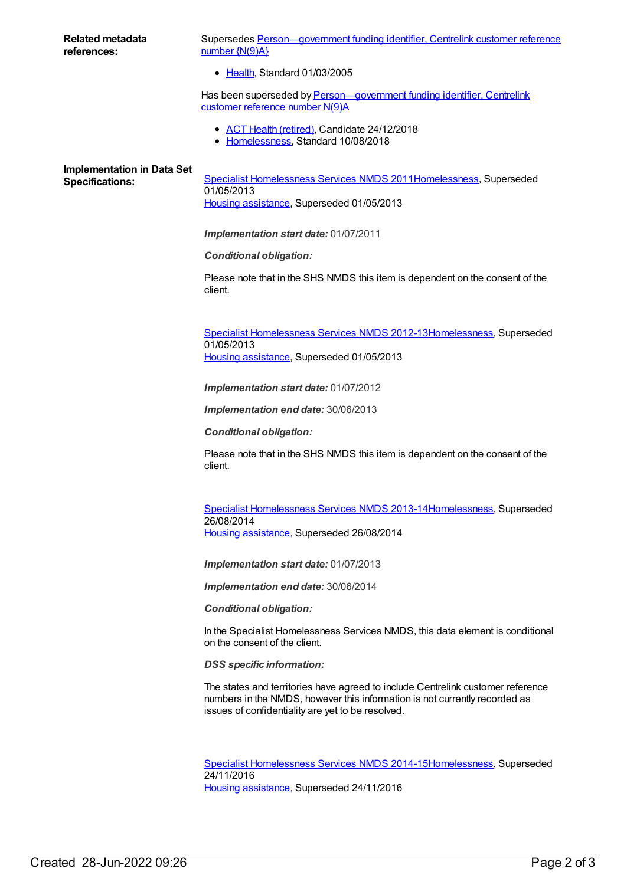**Related metadata references:**

Supersedes Person—government funding identifier, Centrelink customer reference number {N(9)A}

- Health, Standard 01/03/2005

Has been superseded by Person—government funding identifier, Centrelink customer reference number N(9)A

- ACT Health (retired), Candidate 24/12/2018
- Homelessness, Standard 10/08/2018

**Implementation in Data Set Specifications:**

Specialist Homelessness Services NMDS 2011Homelessness, Superseded 01/05/2013
Housing assistance, Superseded 01/05/2013

***Implementation start date:*** 01/07/2011

***Conditional obligation:***

Please note that in the SHS NMDS this item is dependent on the consent of the client.

Specialist Homelessness Services NMDS 2012-13Homelessness, Superseded 01/05/2013
Housing assistance, Superseded 01/05/2013

***Implementation start date:*** 01/07/2012

***Implementation end date:*** 30/06/2013

***Conditional obligation:***

Please note that in the SHS NMDS this item is dependent on the consent of the client.

Specialist Homelessness Services NMDS 2013-14Homelessness, Superseded 26/08/2014
Housing assistance, Superseded 26/08/2014

***Implementation start date:*** 01/07/2013

***Implementation end date:*** 30/06/2014

***Conditional obligation:***

In the Specialist Homelessness Services NMDS, this data element is conditional on the consent of the client.

***DSS specific information:***

The states and territories have agreed to include Centrelink customer reference numbers in the NMDS, however this information is not currently recorded as issues of confidentiality are yet to be resolved.

Specialist Homelessness Services NMDS 2014-15Homelessness, Superseded 24/11/2016
Housing assistance, Superseded 24/11/2016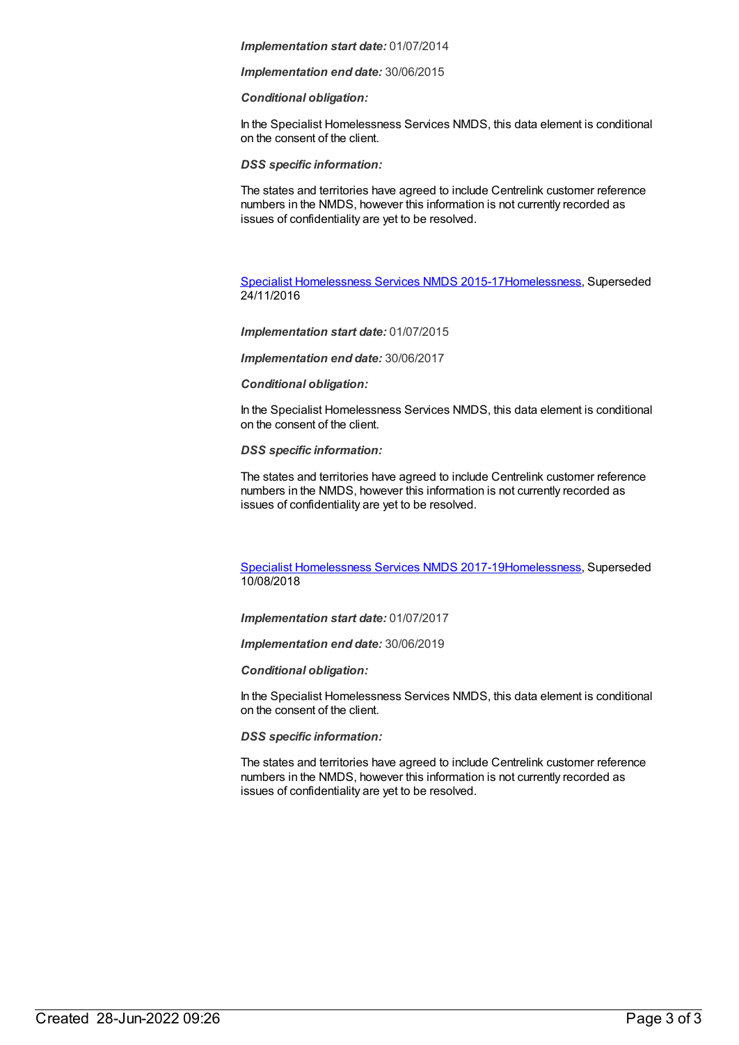***Implementation start date:*** 01/07/2014

***Implementation end date:*** 30/06/2015

***Conditional obligation:***

In the Specialist Homelessness Services NMDS, this data element is conditional on the consent of the client.

***DSS specific information:***

The states and territories have agreed to include Centrelink customer reference numbers in the NMDS, however this information is not currently recorded as issues of confidentiality are yet to be resolved.

Specialist Homelessness Services NMDS 2015-17Homelessness, Superseded 24/11/2016

***Implementation start date:*** 01/07/2015

***Implementation end date:*** 30/06/2017

***Conditional obligation:***

In the Specialist Homelessness Services NMDS, this data element is conditional on the consent of the client.

***DSS specific information:***

The states and territories have agreed to include Centrelink customer reference numbers in the NMDS, however this information is not currently recorded as issues of confidentiality are yet to be resolved.

Specialist Homelessness Services NMDS 2017-19Homelessness, Superseded 10/08/2018

***Implementation start date:*** 01/07/2017

***Implementation end date:*** 30/06/2019

***Conditional obligation:***

In the Specialist Homelessness Services NMDS, this data element is conditional on the consent of the client.

***DSS specific information:***

The states and territories have agreed to include Centrelink customer reference numbers in the NMDS, however this information is not currently recorded as issues of confidentiality are yet to be resolved.